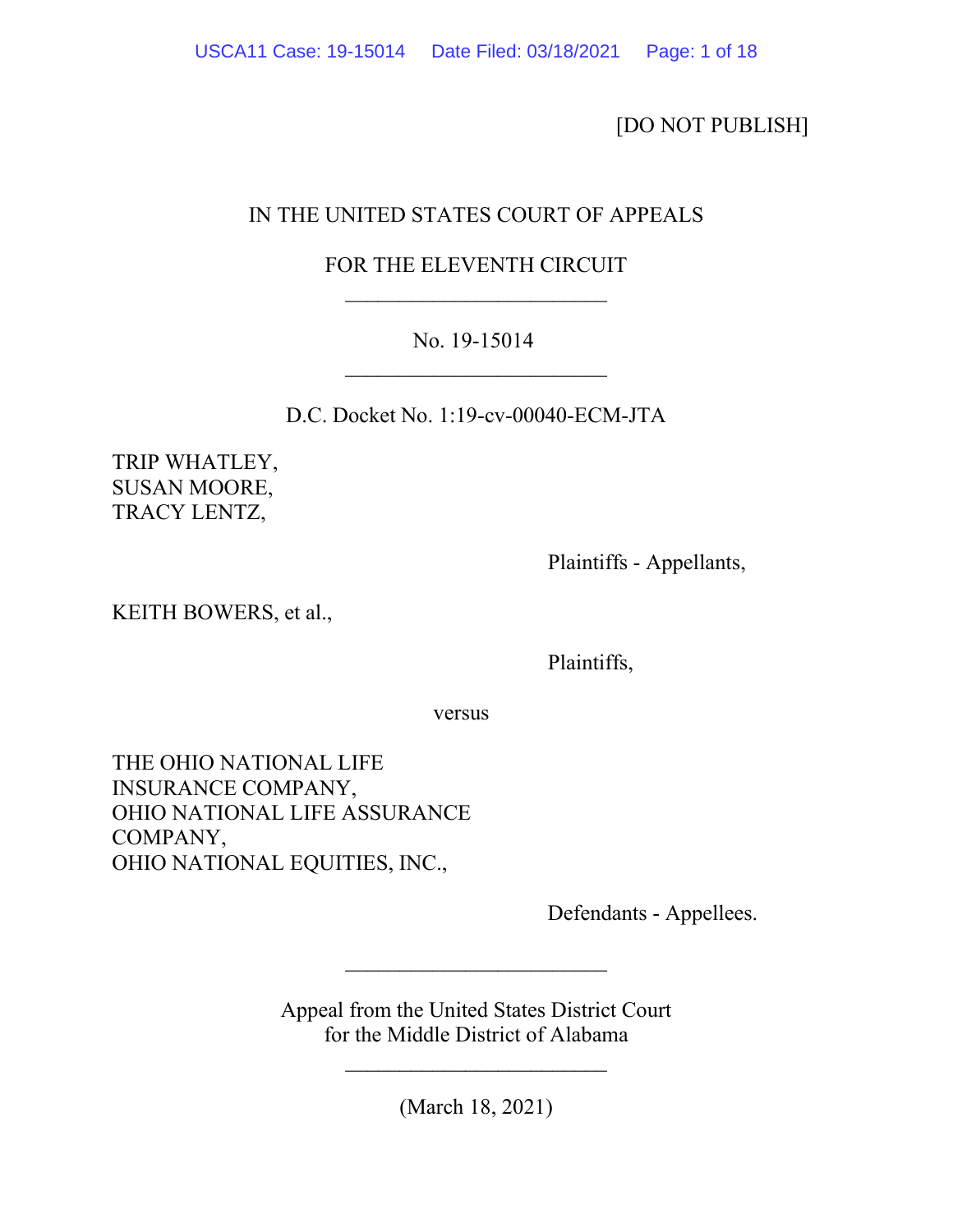[DO NOT PUBLISH]

IN THE UNITED STATES COURT OF APPEALS

FOR THE ELEVENTH CIRCUIT

________________________

No. 19-15014

________________________

D.C. Docket No. 1:19-cv-00040-ECM-JTA

TRIP WHATLEY,
SUSAN MOORE,
TRACY LENTZ,

Plaintiffs - Appellants,

KEITH BOWERS, et al.,

Plaintiffs,

versus

THE OHIO NATIONAL LIFE INSURANCE COMPANY,
OHIO NATIONAL LIFE ASSURANCE COMPANY,
OHIO NATIONAL EQUITIES, INC.,

Defendants - Appellees.

________________________

Appeal from the United States District Court
for the Middle District of Alabama

________________________

(March 18, 2021)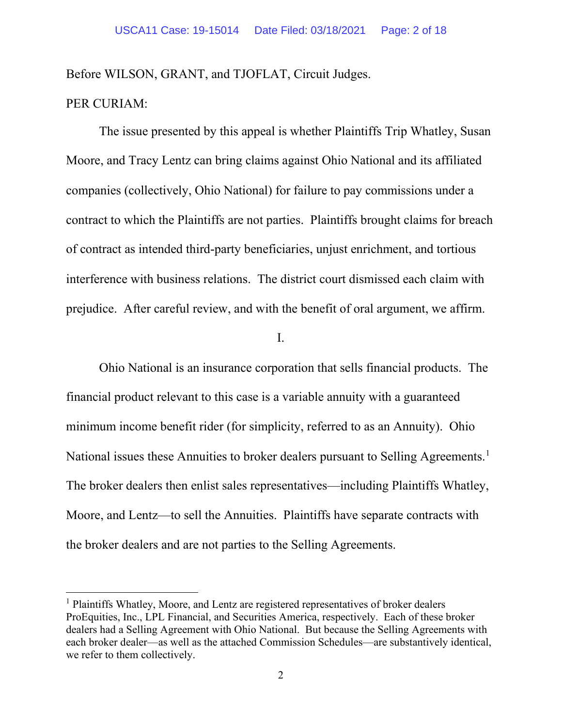Before WILSON, GRANT, and TJOFLAT, Circuit Judges.

PER CURIAM:

The issue presented by this appeal is whether Plaintiffs Trip Whatley, Susan Moore, and Tracy Lentz can bring claims against Ohio National and its affiliated companies (collectively, Ohio National) for failure to pay commissions under a contract to which the Plaintiffs are not parties. Plaintiffs brought claims for breach of contract as intended third-party beneficiaries, unjust enrichment, and tortious interference with business relations. The district court dismissed each claim with prejudice. After careful review, and with the benefit of oral argument, we affirm.

I.

Ohio National is an insurance corporation that sells financial products. The financial product relevant to this case is a variable annuity with a guaranteed minimum income benefit rider (for simplicity, referred to as an Annuity). Ohio National issues these Annuities to broker dealers pursuant to Selling Agreements.[1] The broker dealers then enlist sales representatives—including Plaintiffs Whatley, Moore, and Lentz—to sell the Annuities. Plaintiffs have separate contracts with the broker dealers and are not parties to the Selling Agreements.

[1] Plaintiffs Whatley, Moore, and Lentz are registered representatives of broker dealers ProEquities, Inc., LPL Financial, and Securities America, respectively. Each of these broker dealers had a Selling Agreement with Ohio National. But because the Selling Agreements with each broker dealer—as well as the attached Commission Schedules—are substantively identical, we refer to them collectively.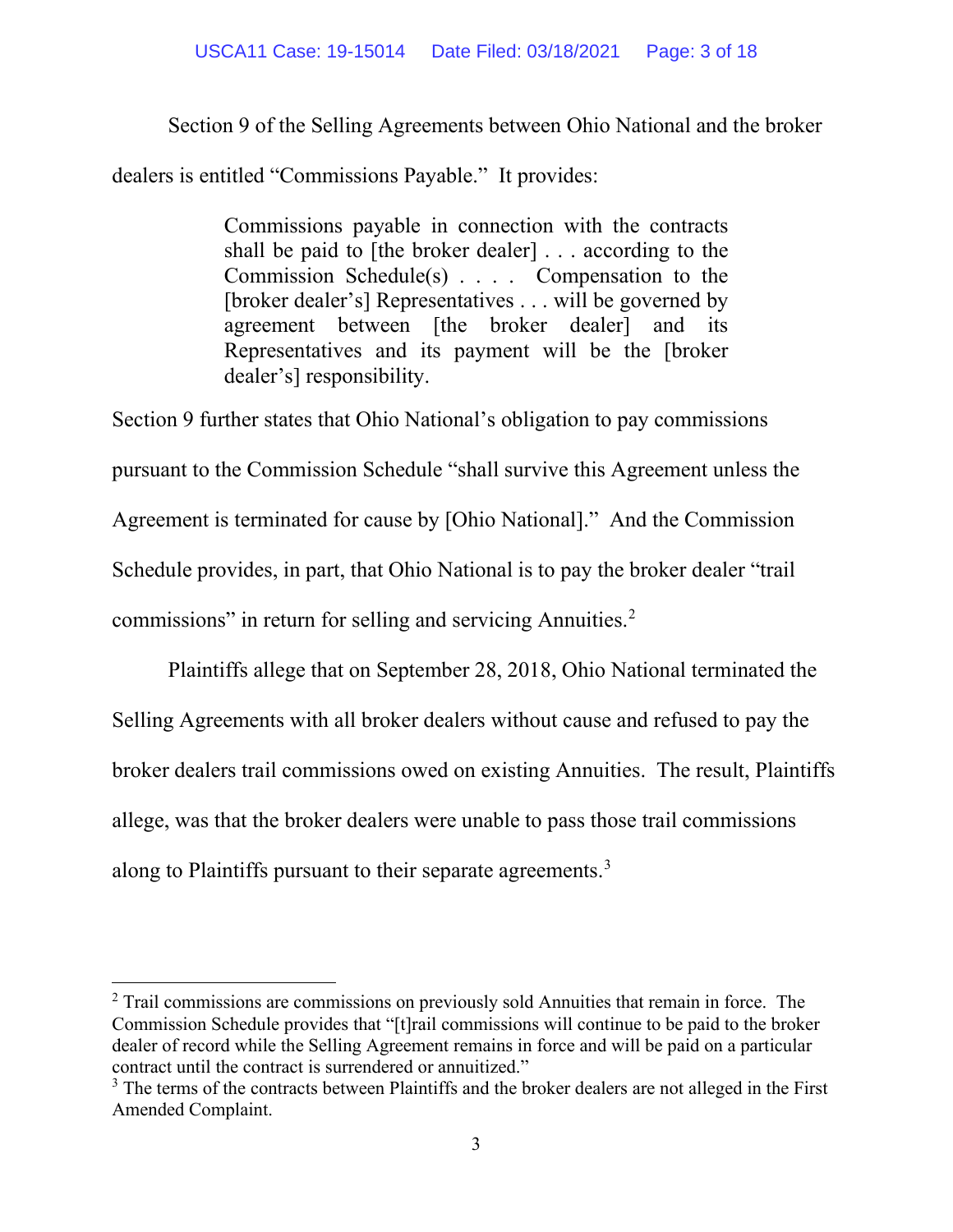Section 9 of the Selling Agreements between Ohio National and the broker dealers is entitled "Commissions Payable." It provides:

> Commissions payable in connection with the contracts shall be paid to [the broker dealer] . . . according to the Commission Schedule(s) . . . . Compensation to the [broker dealer's] Representatives . . . will be governed by agreement between [the broker dealer] and its Representatives and its payment will be the [broker dealer's] responsibility.

Section 9 further states that Ohio National's obligation to pay commissions pursuant to the Commission Schedule "shall survive this Agreement unless the Agreement is terminated for cause by [Ohio National]." And the Commission Schedule provides, in part, that Ohio National is to pay the broker dealer "trail commissions" in return for selling and servicing Annuities.[2]

Plaintiffs allege that on September 28, 2018, Ohio National terminated the Selling Agreements with all broker dealers without cause and refused to pay the broker dealers trail commissions owed on existing Annuities. The result, Plaintiffs allege, was that the broker dealers were unable to pass those trail commissions along to Plaintiffs pursuant to their separate agreements.[3]

---

[2] Trail commissions are commissions on previously sold Annuities that remain in force. The Commission Schedule provides that "[t]rail commissions will continue to be paid to the broker dealer of record while the Selling Agreement remains in force and will be paid on a particular contract until the contract is surrendered or annuitized."

[3] The terms of the contracts between Plaintiffs and the broker dealers are not alleged in the First Amended Complaint.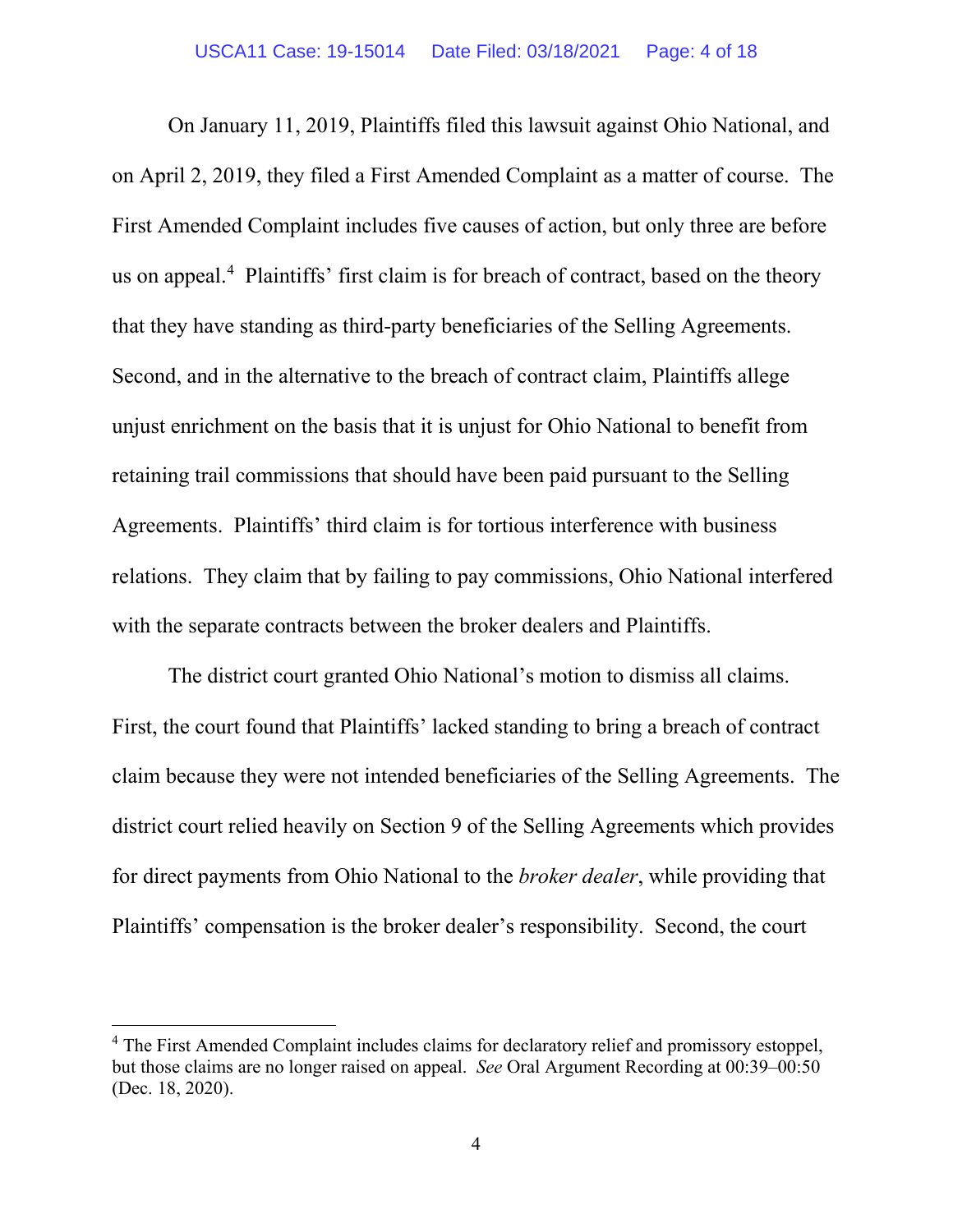On January 11, 2019, Plaintiffs filed this lawsuit against Ohio National, and on April 2, 2019, they filed a First Amended Complaint as a matter of course. The First Amended Complaint includes five causes of action, but only three are before us on appeal.[4] Plaintiffs' first claim is for breach of contract, based on the theory that they have standing as third-party beneficiaries of the Selling Agreements. Second, and in the alternative to the breach of contract claim, Plaintiffs allege unjust enrichment on the basis that it is unjust for Ohio National to benefit from retaining trail commissions that should have been paid pursuant to the Selling Agreements. Plaintiffs' third claim is for tortious interference with business relations. They claim that by failing to pay commissions, Ohio National interfered with the separate contracts between the broker dealers and Plaintiffs.

The district court granted Ohio National's motion to dismiss all claims. First, the court found that Plaintiffs' lacked standing to bring a breach of contract claim because they were not intended beneficiaries of the Selling Agreements. The district court relied heavily on Section 9 of the Selling Agreements which provides for direct payments from Ohio National to the *broker dealer*, while providing that Plaintiffs' compensation is the broker dealer's responsibility. Second, the court

---

[4] The First Amended Complaint includes claims for declaratory relief and promissory estoppel, but those claims are no longer raised on appeal. *See* Oral Argument Recording at 00:39–00:50 (Dec. 18, 2020).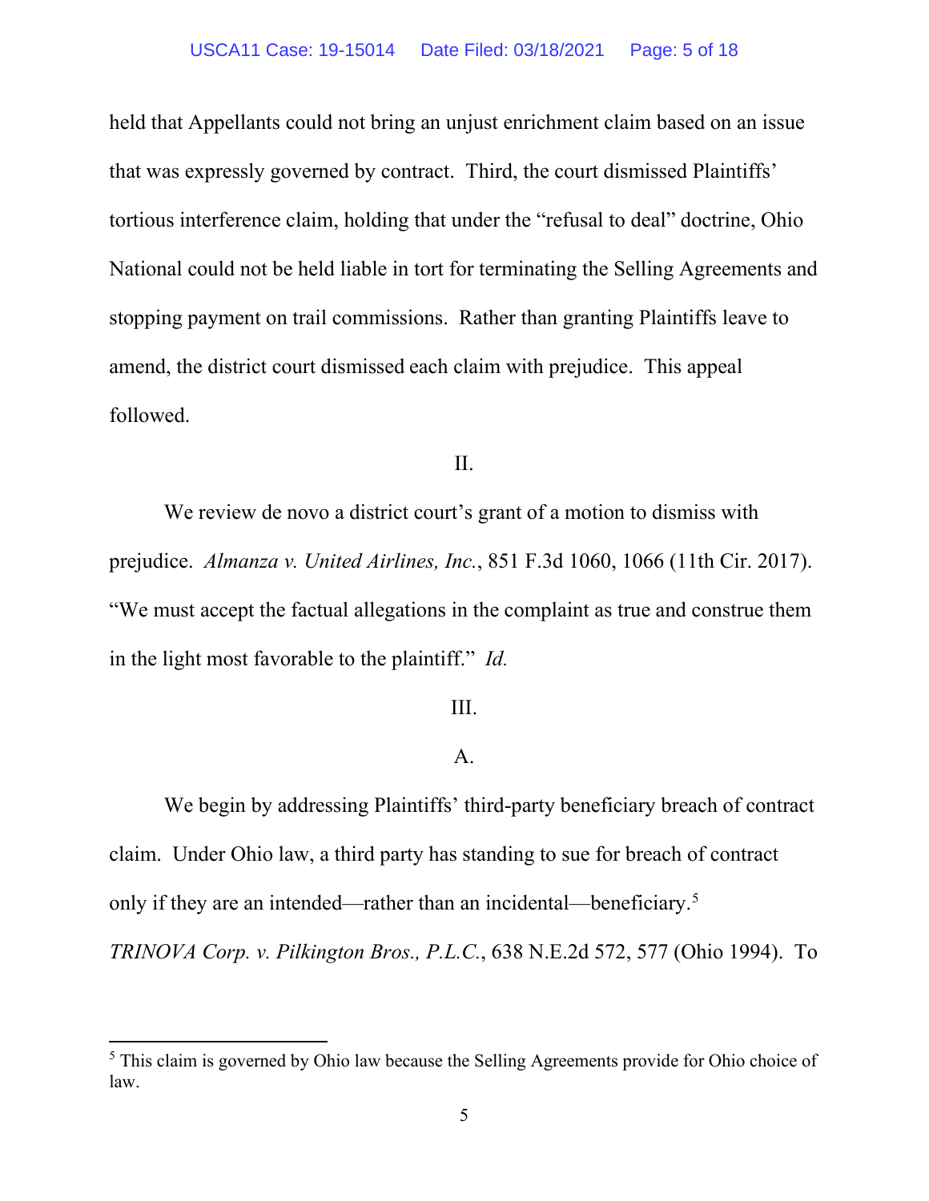held that Appellants could not bring an unjust enrichment claim based on an issue that was expressly governed by contract. Third, the court dismissed Plaintiffs' tortious interference claim, holding that under the "refusal to deal" doctrine, Ohio National could not be held liable in tort for terminating the Selling Agreements and stopping payment on trail commissions. Rather than granting Plaintiffs leave to amend, the district court dismissed each claim with prejudice. This appeal followed.

## II.

We review de novo a district court's grant of a motion to dismiss with prejudice. *Almanza v. United Airlines, Inc.*, 851 F.3d 1060, 1066 (11th Cir. 2017). "We must accept the factual allegations in the complaint as true and construe them in the light most favorable to the plaintiff." *Id.*

## III.

### A.

We begin by addressing Plaintiffs' third-party beneficiary breach of contract claim. Under Ohio law, a third party has standing to sue for breach of contract only if they are an intended—rather than an incidental—beneficiary.[5] *TRINOVA Corp. v. Pilkington Bros., P.L.C.*, 638 N.E.2d 572, 577 (Ohio 1994). To

---

[5] This claim is governed by Ohio law because the Selling Agreements provide for Ohio choice of law.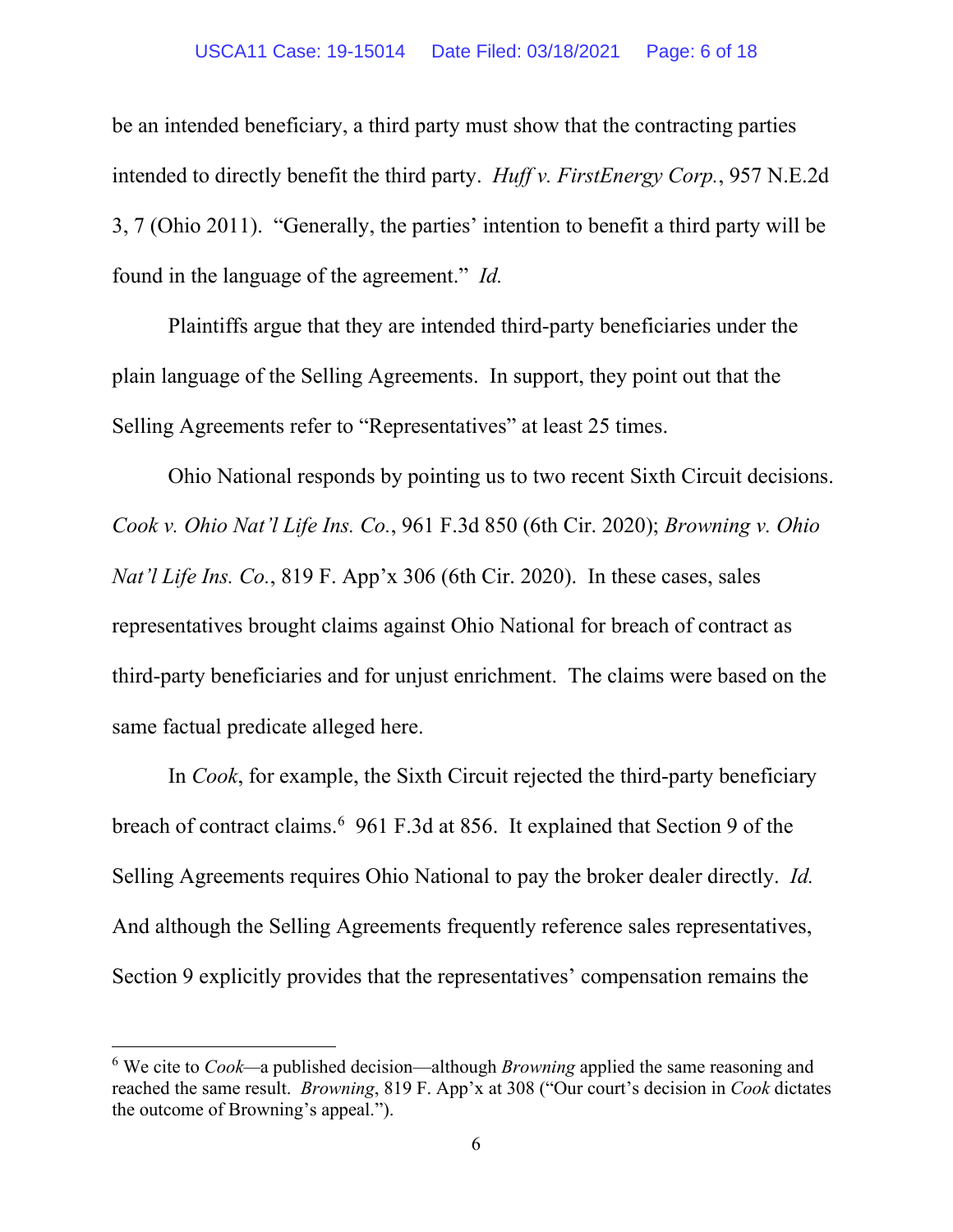be an intended beneficiary, a third party must show that the contracting parties intended to directly benefit the third party. *Huff v. FirstEnergy Corp.*, 957 N.E.2d 3, 7 (Ohio 2011). "Generally, the parties' intention to benefit a third party will be found in the language of the agreement." *Id.*

Plaintiffs argue that they are intended third-party beneficiaries under the plain language of the Selling Agreements. In support, they point out that the Selling Agreements refer to "Representatives" at least 25 times.

Ohio National responds by pointing us to two recent Sixth Circuit decisions. *Cook v. Ohio Nat'l Life Ins. Co.*, 961 F.3d 850 (6th Cir. 2020); *Browning v. Ohio Nat'l Life Ins. Co.*, 819 F. App'x 306 (6th Cir. 2020). In these cases, sales representatives brought claims against Ohio National for breach of contract as third-party beneficiaries and for unjust enrichment. The claims were based on the same factual predicate alleged here.

In *Cook*, for example, the Sixth Circuit rejected the third-party beneficiary breach of contract claims.[6] 961 F.3d at 856. It explained that Section 9 of the Selling Agreements requires Ohio National to pay the broker dealer directly. *Id.* And although the Selling Agreements frequently reference sales representatives, Section 9 explicitly provides that the representatives' compensation remains the

---

[6] We cite to *Cook*—a published decision—although *Browning* applied the same reasoning and reached the same result. *Browning*, 819 F. App'x at 308 ("Our court's decision in *Cook* dictates the outcome of Browning's appeal.").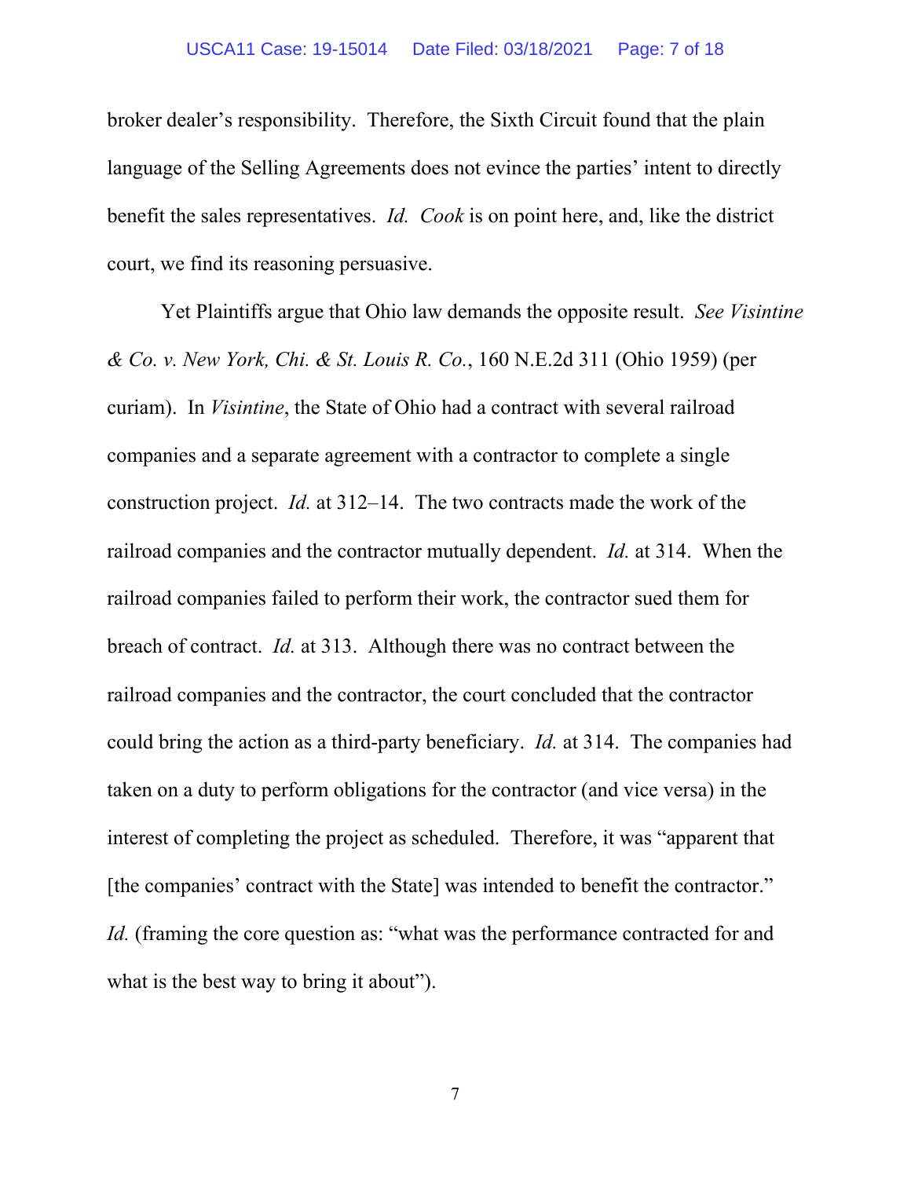broker dealer's responsibility. Therefore, the Sixth Circuit found that the plain language of the Selling Agreements does not evince the parties' intent to directly benefit the sales representatives. *Id.* *Cook* is on point here, and, like the district court, we find its reasoning persuasive.

Yet Plaintiffs argue that Ohio law demands the opposite result. *See Visintine & Co. v. New York, Chi. & St. Louis R. Co.*, 160 N.E.2d 311 (Ohio 1959) (per curiam). In *Visintine*, the State of Ohio had a contract with several railroad companies and a separate agreement with a contractor to complete a single construction project. *Id.* at 312–14. The two contracts made the work of the railroad companies and the contractor mutually dependent. *Id.* at 314. When the railroad companies failed to perform their work, the contractor sued them for breach of contract. *Id.* at 313. Although there was no contract between the railroad companies and the contractor, the court concluded that the contractor could bring the action as a third-party beneficiary. *Id.* at 314. The companies had taken on a duty to perform obligations for the contractor (and vice versa) in the interest of completing the project as scheduled. Therefore, it was "apparent that [the companies' contract with the State] was intended to benefit the contractor." *Id.* (framing the core question as: "what was the performance contracted for and what is the best way to bring it about").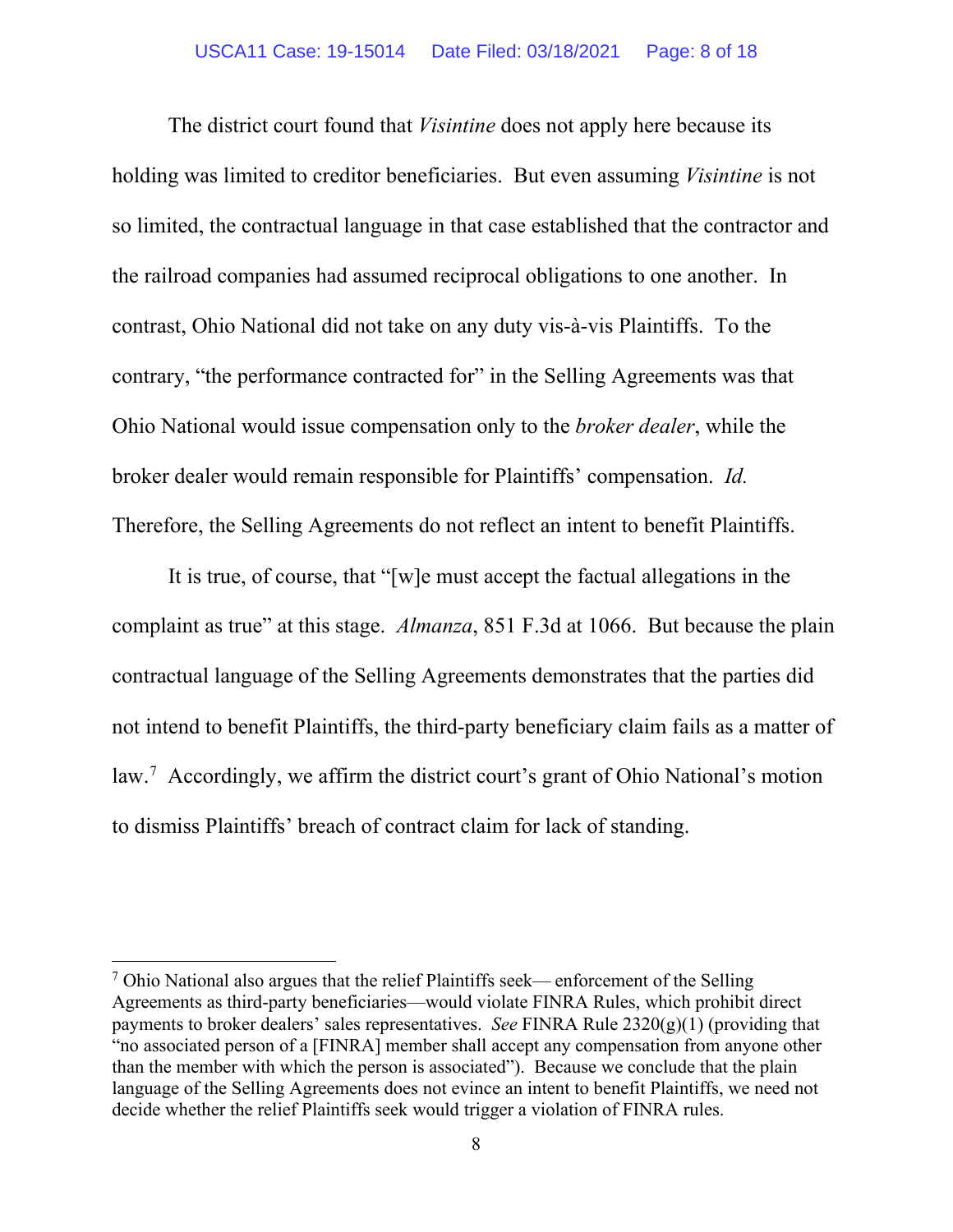The district court found that *Visintine* does not apply here because its holding was limited to creditor beneficiaries. But even assuming *Visintine* is not so limited, the contractual language in that case established that the contractor and the railroad companies had assumed reciprocal obligations to one another. In contrast, Ohio National did not take on any duty vis-à-vis Plaintiffs. To the contrary, "the performance contracted for" in the Selling Agreements was that Ohio National would issue compensation only to the *broker dealer*, while the broker dealer would remain responsible for Plaintiffs' compensation. *Id.* Therefore, the Selling Agreements do not reflect an intent to benefit Plaintiffs.

It is true, of course, that "[w]e must accept the factual allegations in the complaint as true" at this stage. *Almanza*, 851 F.3d at 1066. But because the plain contractual language of the Selling Agreements demonstrates that the parties did not intend to benefit Plaintiffs, the third-party beneficiary claim fails as a matter of law.[7] Accordingly, we affirm the district court's grant of Ohio National's motion to dismiss Plaintiffs' breach of contract claim for lack of standing.

---

[7] Ohio National also argues that the relief Plaintiffs seek— enforcement of the Selling Agreements as third-party beneficiaries—would violate FINRA Rules, which prohibit direct payments to broker dealers' sales representatives. *See* FINRA Rule 2320(g)(1) (providing that "no associated person of a [FINRA] member shall accept any compensation from anyone other than the member with which the person is associated"). Because we conclude that the plain language of the Selling Agreements does not evince an intent to benefit Plaintiffs, we need not decide whether the relief Plaintiffs seek would trigger a violation of FINRA rules.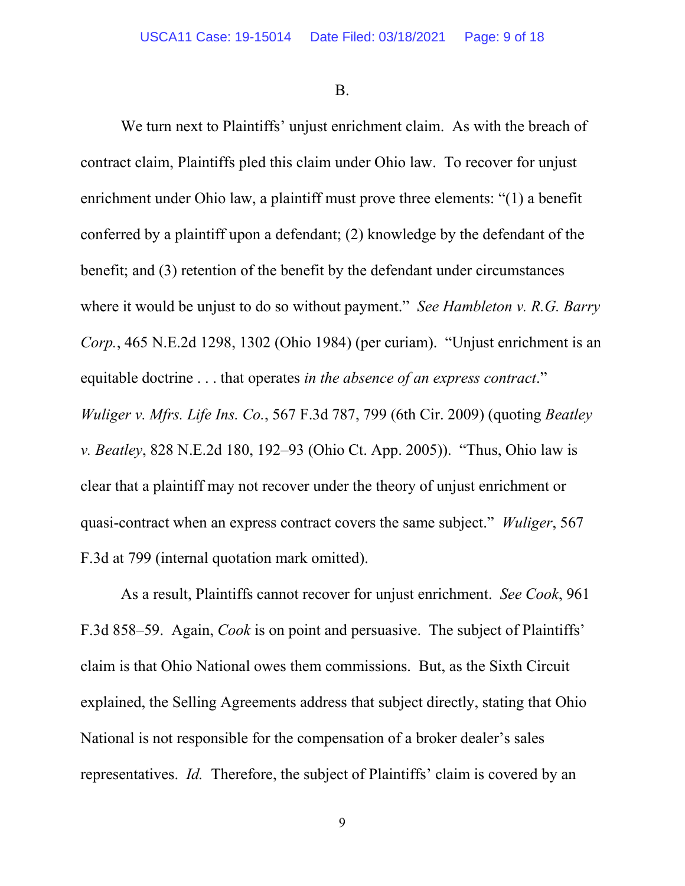B.

We turn next to Plaintiffs' unjust enrichment claim. As with the breach of contract claim, Plaintiffs pled this claim under Ohio law. To recover for unjust enrichment under Ohio law, a plaintiff must prove three elements: "(1) a benefit conferred by a plaintiff upon a defendant; (2) knowledge by the defendant of the benefit; and (3) retention of the benefit by the defendant under circumstances where it would be unjust to do so without payment." *See Hambleton v. R.G. Barry Corp.*, 465 N.E.2d 1298, 1302 (Ohio 1984) (per curiam). "Unjust enrichment is an equitable doctrine . . . that operates *in the absence of an express contract*." *Wuliger v. Mfrs. Life Ins. Co.*, 567 F.3d 787, 799 (6th Cir. 2009) (quoting *Beatley v. Beatley*, 828 N.E.2d 180, 192–93 (Ohio Ct. App. 2005)). "Thus, Ohio law is clear that a plaintiff may not recover under the theory of unjust enrichment or quasi-contract when an express contract covers the same subject." *Wuliger*, 567 F.3d at 799 (internal quotation mark omitted).

As a result, Plaintiffs cannot recover for unjust enrichment. *See Cook*, 961 F.3d 858–59. Again, *Cook* is on point and persuasive. The subject of Plaintiffs' claim is that Ohio National owes them commissions. But, as the Sixth Circuit explained, the Selling Agreements address that subject directly, stating that Ohio National is not responsible for the compensation of a broker dealer's sales representatives. *Id.* Therefore, the subject of Plaintiffs' claim is covered by an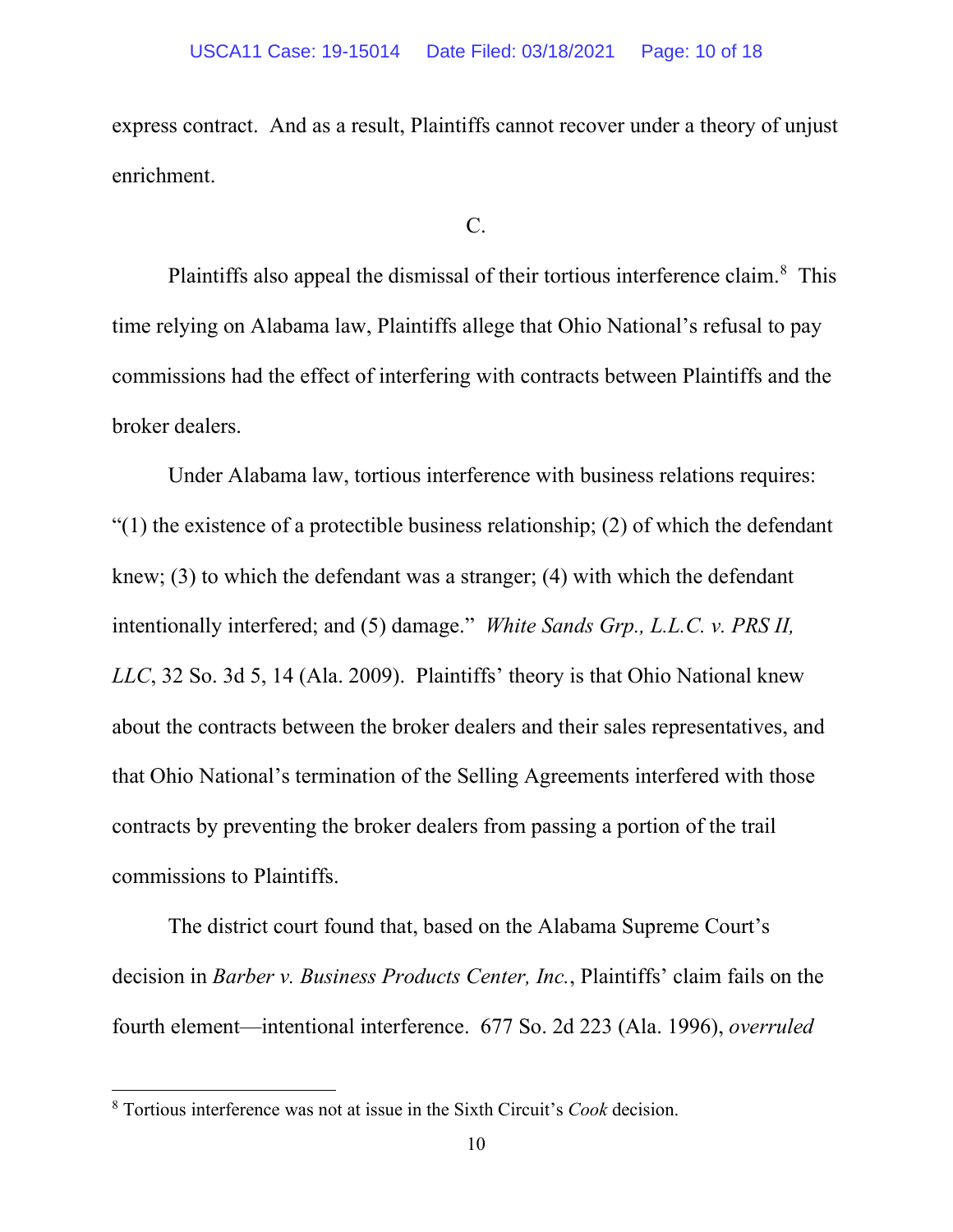express contract. And as a result, Plaintiffs cannot recover under a theory of unjust enrichment.

C.

Plaintiffs also appeal the dismissal of their tortious interference claim.[8] This time relying on Alabama law, Plaintiffs allege that Ohio National's refusal to pay commissions had the effect of interfering with contracts between Plaintiffs and the broker dealers.

Under Alabama law, tortious interference with business relations requires: "(1) the existence of a protectible business relationship; (2) of which the defendant knew; (3) to which the defendant was a stranger; (4) with which the defendant intentionally interfered; and (5) damage." *White Sands Grp., L.L.C. v. PRS II, LLC*, 32 So. 3d 5, 14 (Ala. 2009). Plaintiffs' theory is that Ohio National knew about the contracts between the broker dealers and their sales representatives, and that Ohio National's termination of the Selling Agreements interfered with those contracts by preventing the broker dealers from passing a portion of the trail commissions to Plaintiffs.

The district court found that, based on the Alabama Supreme Court's decision in *Barber v. Business Products Center, Inc.*, Plaintiffs' claim fails on the fourth element—intentional interference. 677 So. 2d 223 (Ala. 1996), *overruled*

[8] Tortious interference was not at issue in the Sixth Circuit's *Cook* decision.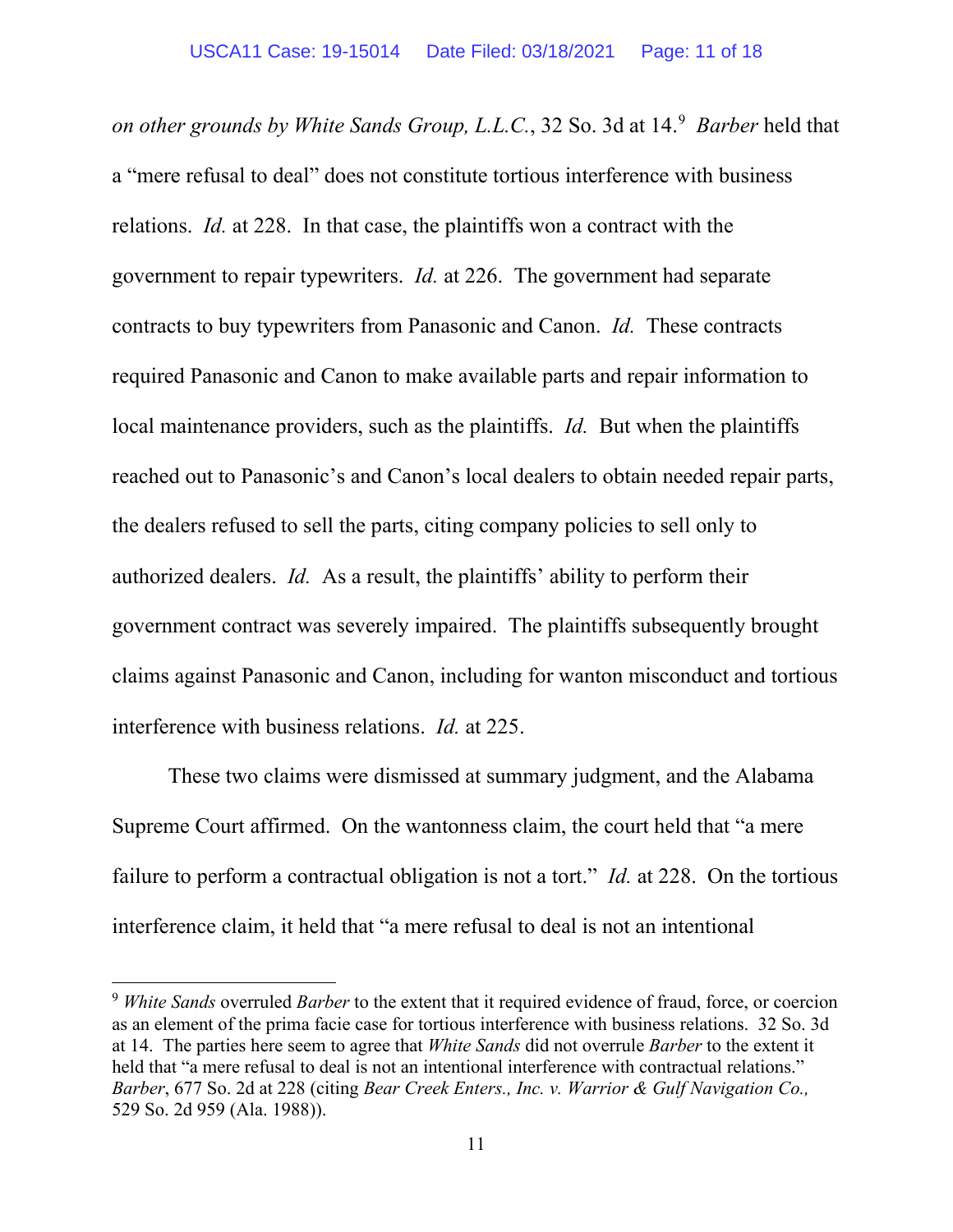*on other grounds by White Sands Group, L.L.C.*, 32 So. 3d at 14.[9] *Barber* held that a "mere refusal to deal" does not constitute tortious interference with business relations. *Id.* at 228. In that case, the plaintiffs won a contract with the government to repair typewriters. *Id.* at 226. The government had separate contracts to buy typewriters from Panasonic and Canon. *Id.* These contracts required Panasonic and Canon to make available parts and repair information to local maintenance providers, such as the plaintiffs. *Id.* But when the plaintiffs reached out to Panasonic's and Canon's local dealers to obtain needed repair parts, the dealers refused to sell the parts, citing company policies to sell only to authorized dealers. *Id.* As a result, the plaintiffs' ability to perform their government contract was severely impaired. The plaintiffs subsequently brought claims against Panasonic and Canon, including for wanton misconduct and tortious interference with business relations. *Id.* at 225.

These two claims were dismissed at summary judgment, and the Alabama Supreme Court affirmed. On the wantonness claim, the court held that "a mere failure to perform a contractual obligation is not a tort." *Id.* at 228. On the tortious interference claim, it held that "a mere refusal to deal is not an intentional

---

[9] *White Sands* overruled *Barber* to the extent that it required evidence of fraud, force, or coercion as an element of the prima facie case for tortious interference with business relations. 32 So. 3d at 14. The parties here seem to agree that *White Sands* did not overrule *Barber* to the extent it held that "a mere refusal to deal is not an intentional interference with contractual relations." *Barber*, 677 So. 2d at 228 (citing *Bear Creek Enters., Inc. v. Warrior & Gulf Navigation Co.,* 529 So. 2d 959 (Ala. 1988)).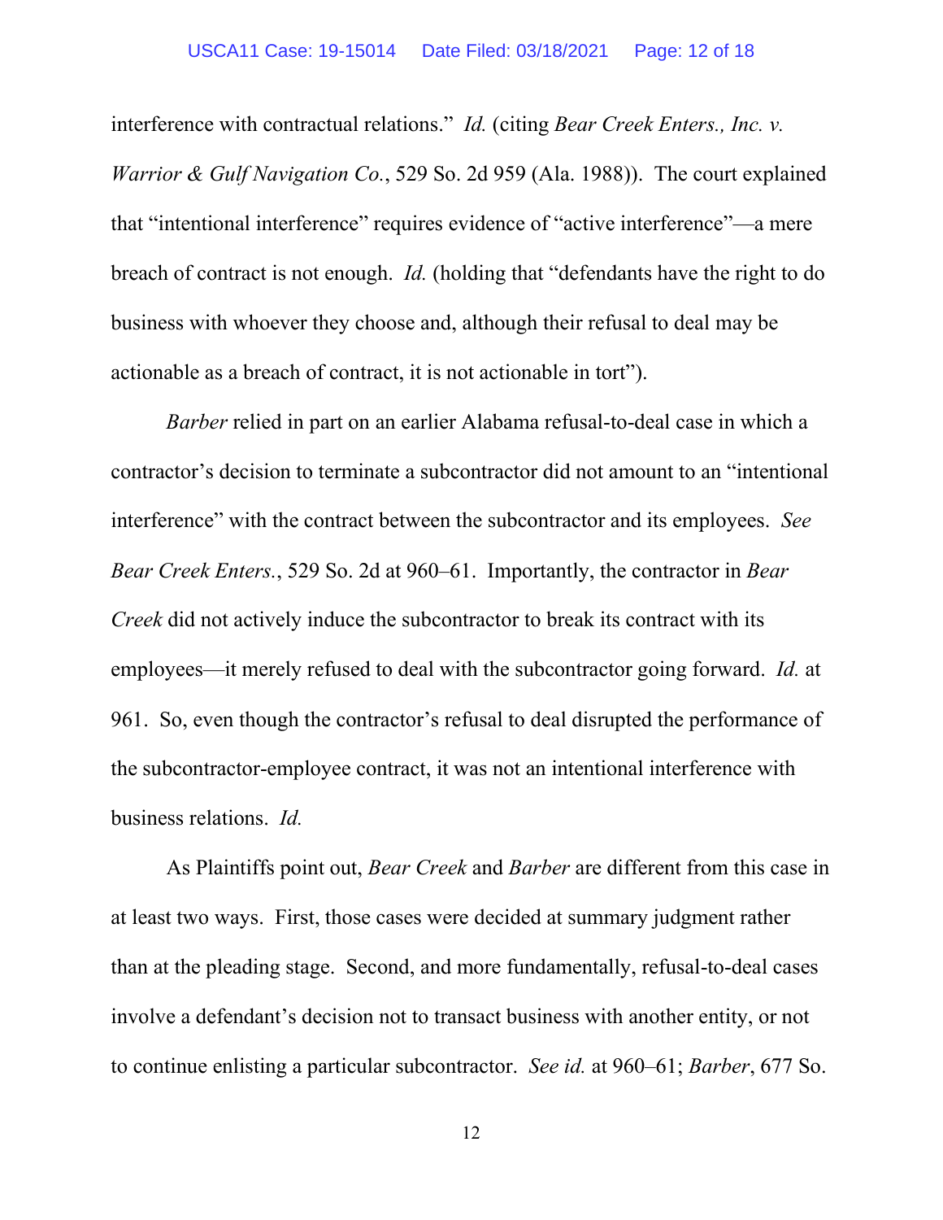interference with contractual relations." *Id.* (citing *Bear Creek Enters., Inc. v. Warrior & Gulf Navigation Co.*, 529 So. 2d 959 (Ala. 1988)). The court explained that "intentional interference" requires evidence of "active interference"—a mere breach of contract is not enough. *Id.* (holding that "defendants have the right to do business with whoever they choose and, although their refusal to deal may be actionable as a breach of contract, it is not actionable in tort").

*Barber* relied in part on an earlier Alabama refusal-to-deal case in which a contractor's decision to terminate a subcontractor did not amount to an "intentional interference" with the contract between the subcontractor and its employees. *See Bear Creek Enters.*, 529 So. 2d at 960–61. Importantly, the contractor in *Bear Creek* did not actively induce the subcontractor to break its contract with its employees—it merely refused to deal with the subcontractor going forward. *Id.* at 961. So, even though the contractor's refusal to deal disrupted the performance of the subcontractor-employee contract, it was not an intentional interference with business relations. *Id.*

As Plaintiffs point out, *Bear Creek* and *Barber* are different from this case in at least two ways. First, those cases were decided at summary judgment rather than at the pleading stage. Second, and more fundamentally, refusal-to-deal cases involve a defendant's decision not to transact business with another entity, or not to continue enlisting a particular subcontractor. *See id.* at 960–61; *Barber*, 677 So.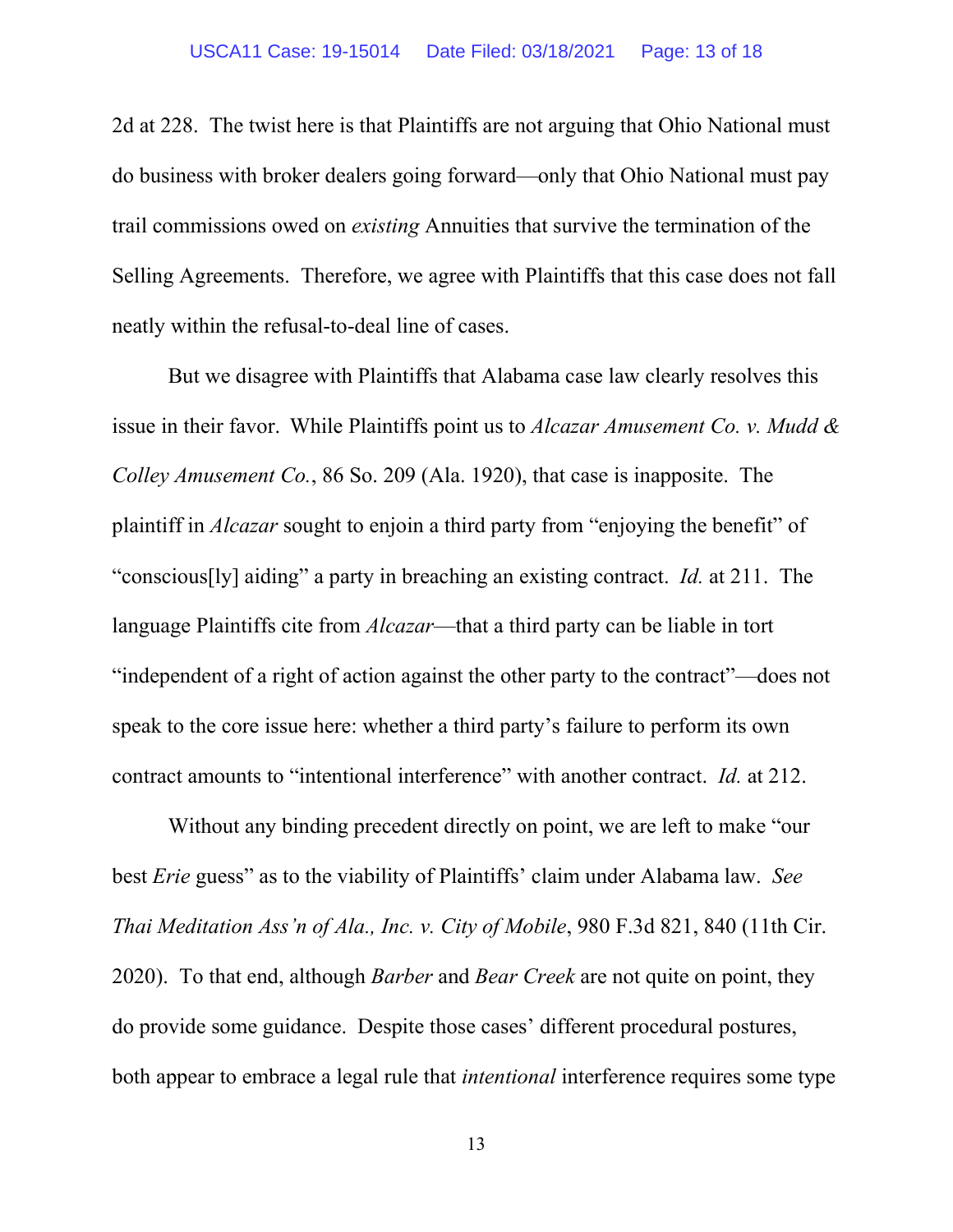2d at 228. The twist here is that Plaintiffs are not arguing that Ohio National must do business with broker dealers going forward—only that Ohio National must pay trail commissions owed on *existing* Annuities that survive the termination of the Selling Agreements. Therefore, we agree with Plaintiffs that this case does not fall neatly within the refusal-to-deal line of cases.

But we disagree with Plaintiffs that Alabama case law clearly resolves this issue in their favor. While Plaintiffs point us to *Alcazar Amusement Co. v. Mudd & Colley Amusement Co.*, 86 So. 209 (Ala. 1920), that case is inapposite. The plaintiff in *Alcazar* sought to enjoin a third party from "enjoying the benefit" of "conscious[ly] aiding" a party in breaching an existing contract. *Id.* at 211. The language Plaintiffs cite from *Alcazar*—that a third party can be liable in tort "independent of a right of action against the other party to the contract"—does not speak to the core issue here: whether a third party's failure to perform its own contract amounts to "intentional interference" with another contract. *Id.* at 212.

Without any binding precedent directly on point, we are left to make "our best *Erie* guess" as to the viability of Plaintiffs' claim under Alabama law. *See Thai Meditation Ass'n of Ala., Inc. v. City of Mobile*, 980 F.3d 821, 840 (11th Cir. 2020). To that end, although *Barber* and *Bear Creek* are not quite on point, they do provide some guidance. Despite those cases' different procedural postures, both appear to embrace a legal rule that *intentional* interference requires some type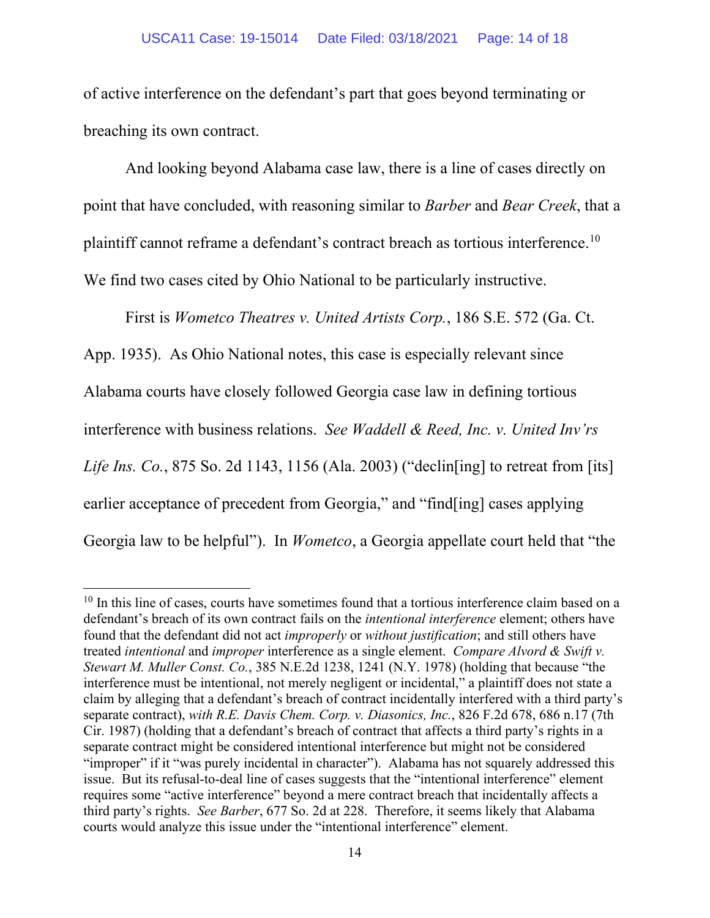of active interference on the defendant's part that goes beyond terminating or breaching its own contract.

And looking beyond Alabama case law, there is a line of cases directly on point that have concluded, with reasoning similar to *Barber* and *Bear Creek*, that a plaintiff cannot reframe a defendant's contract breach as tortious interference.[10] We find two cases cited by Ohio National to be particularly instructive.

First is *Wometco Theatres v. United Artists Corp.*, 186 S.E. 572 (Ga. Ct. App. 1935). As Ohio National notes, this case is especially relevant since Alabama courts have closely followed Georgia case law in defining tortious interference with business relations. *See Waddell & Reed, Inc. v. United Inv'rs Life Ins. Co.*, 875 So. 2d 1143, 1156 (Ala. 2003) ("declin[ing] to retreat from [its] earlier acceptance of precedent from Georgia," and "find[ing] cases applying Georgia law to be helpful"). In *Wometco*, a Georgia appellate court held that "the

---

[10] In this line of cases, courts have sometimes found that a tortious interference claim based on a defendant's breach of its own contract fails on the *intentional interference* element; others have found that the defendant did not act *improperly* or *without justification*; and still others have treated *intentional* and *improper* interference as a single element. *Compare Alvord & Swift v. Stewart M. Muller Const. Co.*, 385 N.E.2d 1238, 1241 (N.Y. 1978) (holding that because "the interference must be intentional, not merely negligent or incidental," a plaintiff does not state a claim by alleging that a defendant's breach of contract incidentally interfered with a third party's separate contract), *with R.E. Davis Chem. Corp. v. Diasonics, Inc.*, 826 F.2d 678, 686 n.17 (7th Cir. 1987) (holding that a defendant's breach of contract that affects a third party's rights in a separate contract might be considered intentional interference but might not be considered "improper" if it "was purely incidental in character"). Alabama has not squarely addressed this issue. But its refusal-to-deal line of cases suggests that the "intentional interference" element requires some "active interference" beyond a mere contract breach that incidentally affects a third party's rights. *See Barber*, 677 So. 2d at 228. Therefore, it seems likely that Alabama courts would analyze this issue under the "intentional interference" element.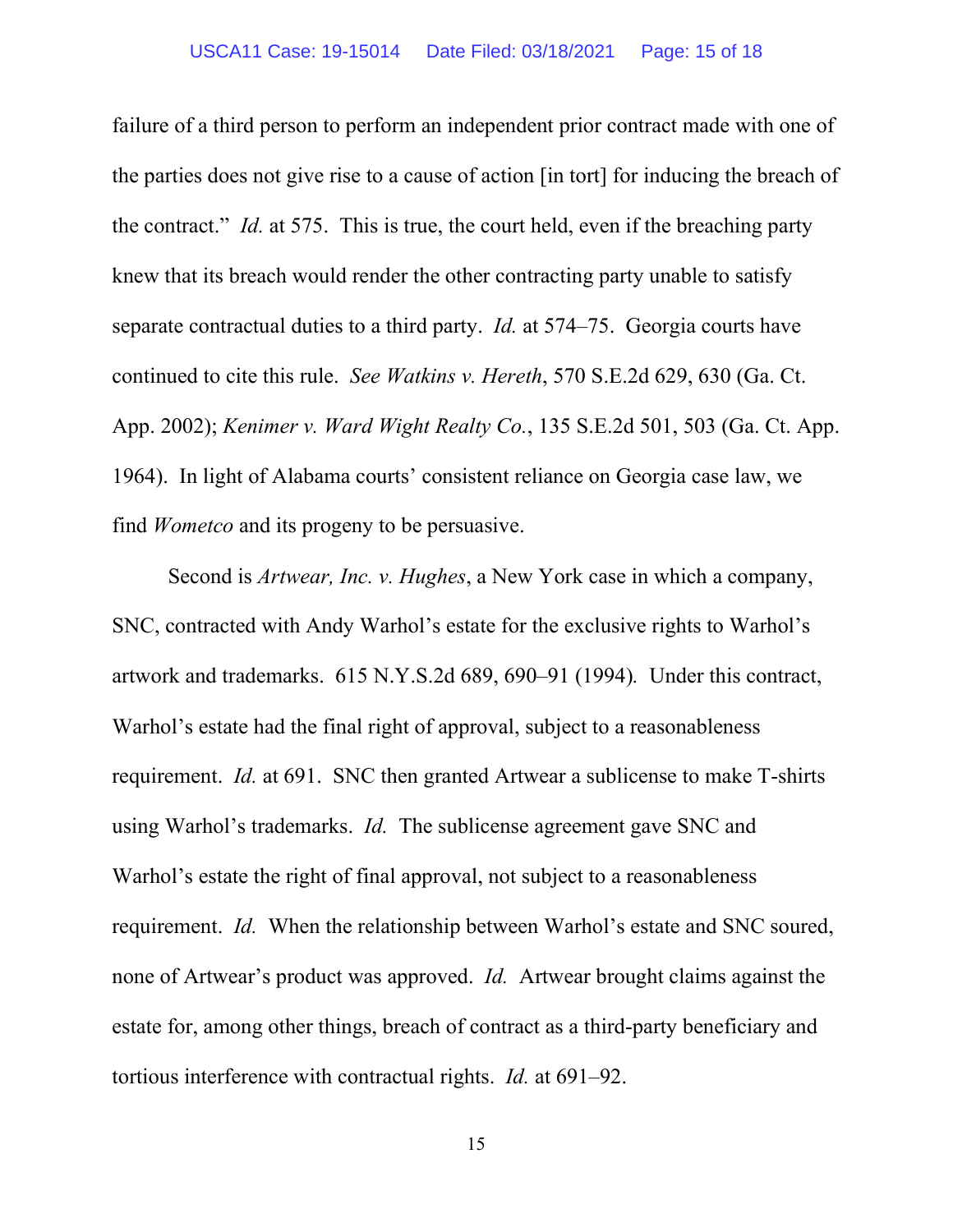failure of a third person to perform an independent prior contract made with one of the parties does not give rise to a cause of action [in tort] for inducing the breach of the contract." *Id.* at 575. This is true, the court held, even if the breaching party knew that its breach would render the other contracting party unable to satisfy separate contractual duties to a third party. *Id.* at 574–75. Georgia courts have continued to cite this rule. *See Watkins v. Hereth*, 570 S.E.2d 629, 630 (Ga. Ct. App. 2002); *Kenimer v. Ward Wight Realty Co.*, 135 S.E.2d 501, 503 (Ga. Ct. App. 1964). In light of Alabama courts' consistent reliance on Georgia case law, we find *Wometco* and its progeny to be persuasive.

Second is *Artwear, Inc. v. Hughes*, a New York case in which a company, SNC, contracted with Andy Warhol's estate for the exclusive rights to Warhol's artwork and trademarks. 615 N.Y.S.2d 689, 690–91 (1994). Under this contract, Warhol's estate had the final right of approval, subject to a reasonableness requirement. *Id.* at 691. SNC then granted Artwear a sublicense to make T-shirts using Warhol's trademarks. *Id.* The sublicense agreement gave SNC and Warhol's estate the right of final approval, not subject to a reasonableness requirement. *Id.* When the relationship between Warhol's estate and SNC soured, none of Artwear's product was approved. *Id.* Artwear brought claims against the estate for, among other things, breach of contract as a third-party beneficiary and tortious interference with contractual rights. *Id.* at 691–92.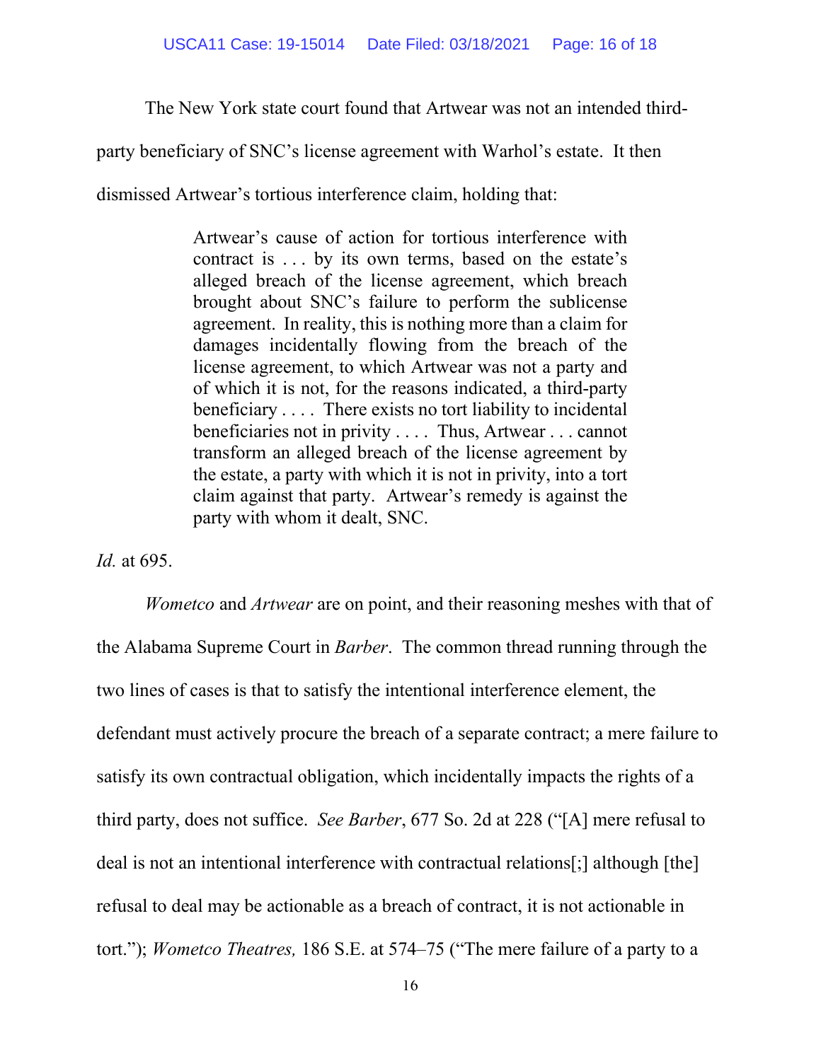The New York state court found that Artwear was not an intended third-party beneficiary of SNC's license agreement with Warhol's estate. It then dismissed Artwear's tortious interference claim, holding that:

> Artwear's cause of action for tortious interference with contract is . . . by its own terms, based on the estate's alleged breach of the license agreement, which breach brought about SNC's failure to perform the sublicense agreement. In reality, this is nothing more than a claim for damages incidentally flowing from the breach of the license agreement, to which Artwear was not a party and of which it is not, for the reasons indicated, a third-party beneficiary . . . . There exists no tort liability to incidental beneficiaries not in privity . . . . Thus, Artwear . . . cannot transform an alleged breach of the license agreement by the estate, a party with which it is not in privity, into a tort claim against that party. Artwear's remedy is against the party with whom it dealt, SNC.

*Id.* at 695.

*Wometco* and *Artwear* are on point, and their reasoning meshes with that of the Alabama Supreme Court in *Barber*. The common thread running through the two lines of cases is that to satisfy the intentional interference element, the defendant must actively procure the breach of a separate contract; a mere failure to satisfy its own contractual obligation, which incidentally impacts the rights of a third party, does not suffice. *See Barber*, 677 So. 2d at 228 ("[A] mere refusal to deal is not an intentional interference with contractual relations[;] although [the] refusal to deal may be actionable as a breach of contract, it is not actionable in tort."); *Wometco Theatres,* 186 S.E. at 574–75 ("The mere failure of a party to a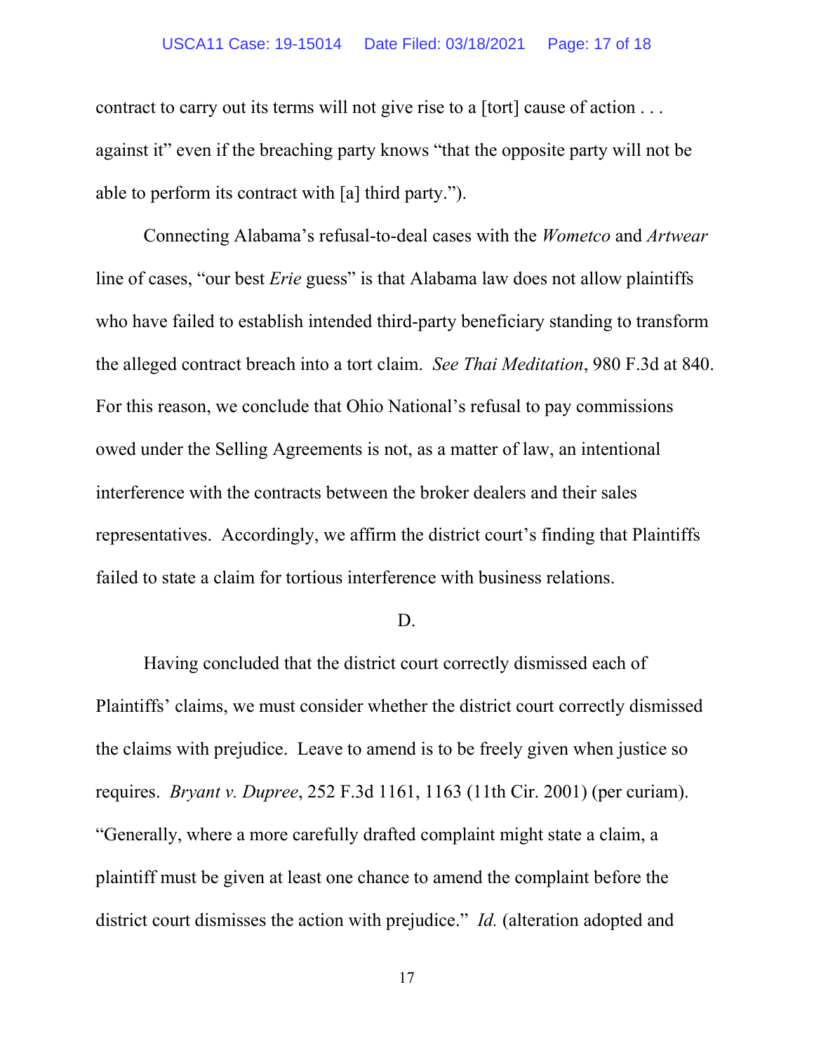contract to carry out its terms will not give rise to a [tort] cause of action . . . against it" even if the breaching party knows "that the opposite party will not be able to perform its contract with [a] third party.").

Connecting Alabama's refusal-to-deal cases with the *Wometco* and *Artwear* line of cases, "our best *Erie* guess" is that Alabama law does not allow plaintiffs who have failed to establish intended third-party beneficiary standing to transform the alleged contract breach into a tort claim. *See Thai Meditation*, 980 F.3d at 840. For this reason, we conclude that Ohio National's refusal to pay commissions owed under the Selling Agreements is not, as a matter of law, an intentional interference with the contracts between the broker dealers and their sales representatives. Accordingly, we affirm the district court's finding that Plaintiffs failed to state a claim for tortious interference with business relations.

D.

Having concluded that the district court correctly dismissed each of Plaintiffs' claims, we must consider whether the district court correctly dismissed the claims with prejudice. Leave to amend is to be freely given when justice so requires. *Bryant v. Dupree*, 252 F.3d 1161, 1163 (11th Cir. 2001) (per curiam). "Generally, where a more carefully drafted complaint might state a claim, a plaintiff must be given at least one chance to amend the complaint before the district court dismisses the action with prejudice." *Id.* (alteration adopted and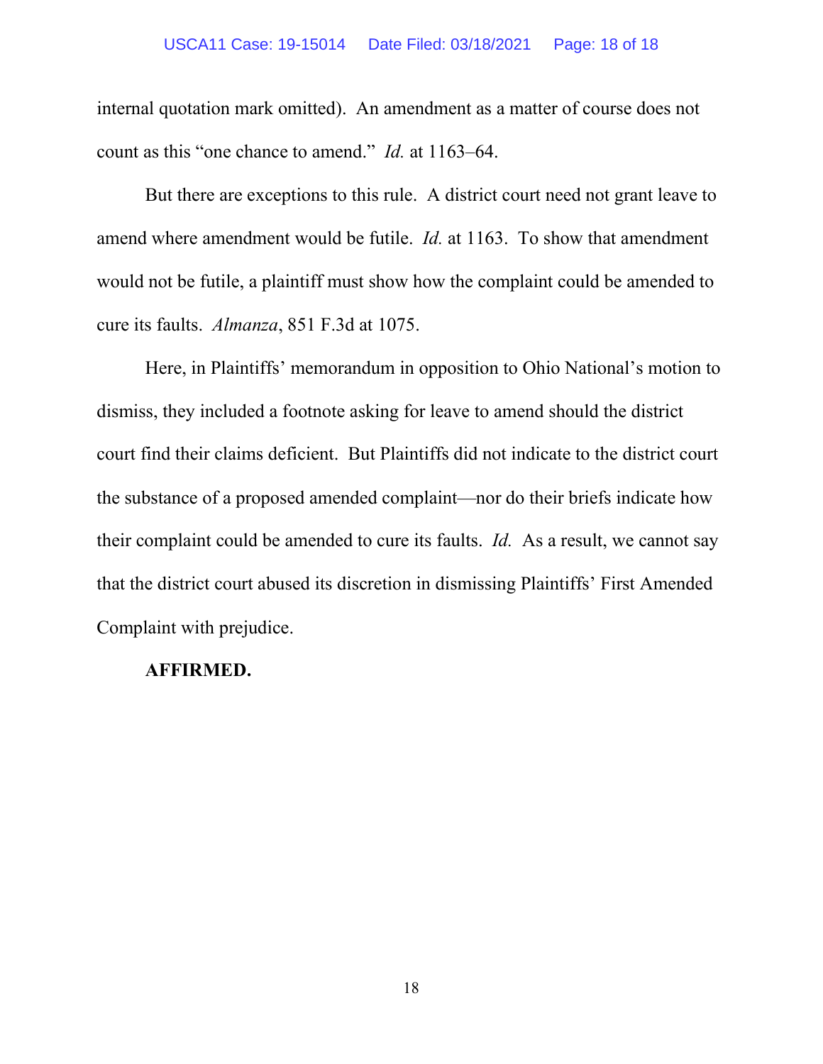internal quotation mark omitted). An amendment as a matter of course does not count as this "one chance to amend." *Id.* at 1163–64.

But there are exceptions to this rule. A district court need not grant leave to amend where amendment would be futile. *Id.* at 1163. To show that amendment would not be futile, a plaintiff must show how the complaint could be amended to cure its faults. *Almanza*, 851 F.3d at 1075.

Here, in Plaintiffs' memorandum in opposition to Ohio National's motion to dismiss, they included a footnote asking for leave to amend should the district court find their claims deficient. But Plaintiffs did not indicate to the district court the substance of a proposed amended complaint—nor do their briefs indicate how their complaint could be amended to cure its faults. *Id.* As a result, we cannot say that the district court abused its discretion in dismissing Plaintiffs' First Amended Complaint with prejudice.

**AFFIRMED.**